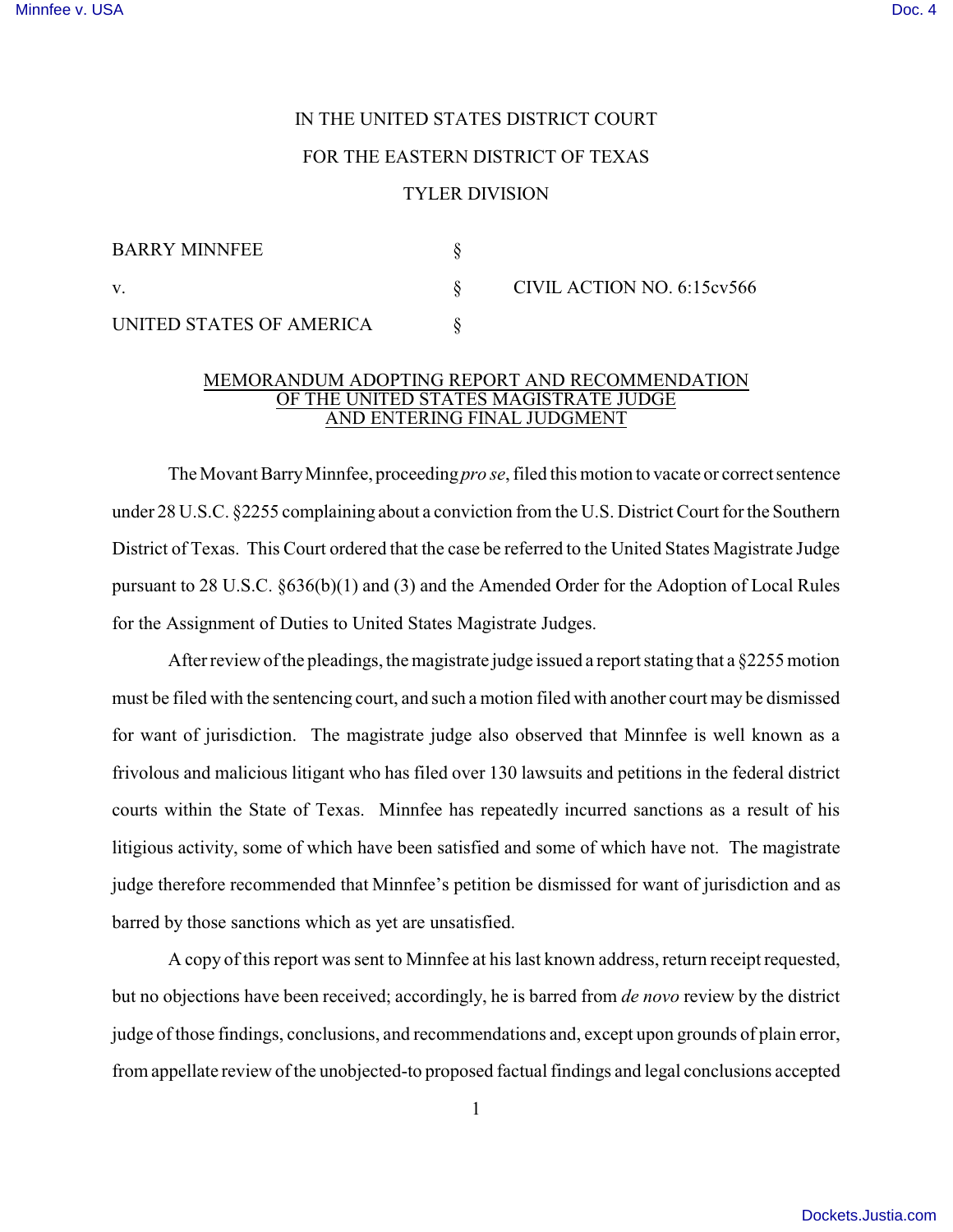IN THE UNITED STATES DISTRICT COURT

FOR THE EASTERN DISTRICT OF TEXAS

TYLER DIVISION

| | | |
|---|---|---|
| BARRY MINNFEE | § | |
| v. | § | CIVIL ACTION NO. 6:15cv566 |
| UNITED STATES OF AMERICA | § | |

MEMORANDUM ADOPTING REPORT AND RECOMMENDATION
OF THE UNITED STATES MAGISTRATE JUDGE
AND ENTERING FINAL JUDGMENT

The Movant Barry Minnfee, proceeding *pro se*, filed this motion to vacate or correct sentence under 28 U.S.C. §2255 complaining about a conviction from the U.S. District Court for the Southern District of Texas. This Court ordered that the case be referred to the United States Magistrate Judge pursuant to 28 U.S.C. §636(b)(1) and (3) and the Amended Order for the Adoption of Local Rules for the Assignment of Duties to United States Magistrate Judges.

After review of the pleadings, the magistrate judge issued a report stating that a §2255 motion must be filed with the sentencing court, and such a motion filed with another court may be dismissed for want of jurisdiction. The magistrate judge also observed that Minnfee is well known as a frivolous and malicious litigant who has filed over 130 lawsuits and petitions in the federal district courts within the State of Texas. Minnfee has repeatedly incurred sanctions as a result of his litigious activity, some of which have been satisfied and some of which have not. The magistrate judge therefore recommended that Minnfee's petition be dismissed for want of jurisdiction and as barred by those sanctions which as yet are unsatisfied.

A copy of this report was sent to Minnfee at his last known address, return receipt requested, but no objections have been received; accordingly, he is barred from *de novo* review by the district judge of those findings, conclusions, and recommendations and, except upon grounds of plain error, from appellate review of the unobjected-to proposed factual findings and legal conclusions accepted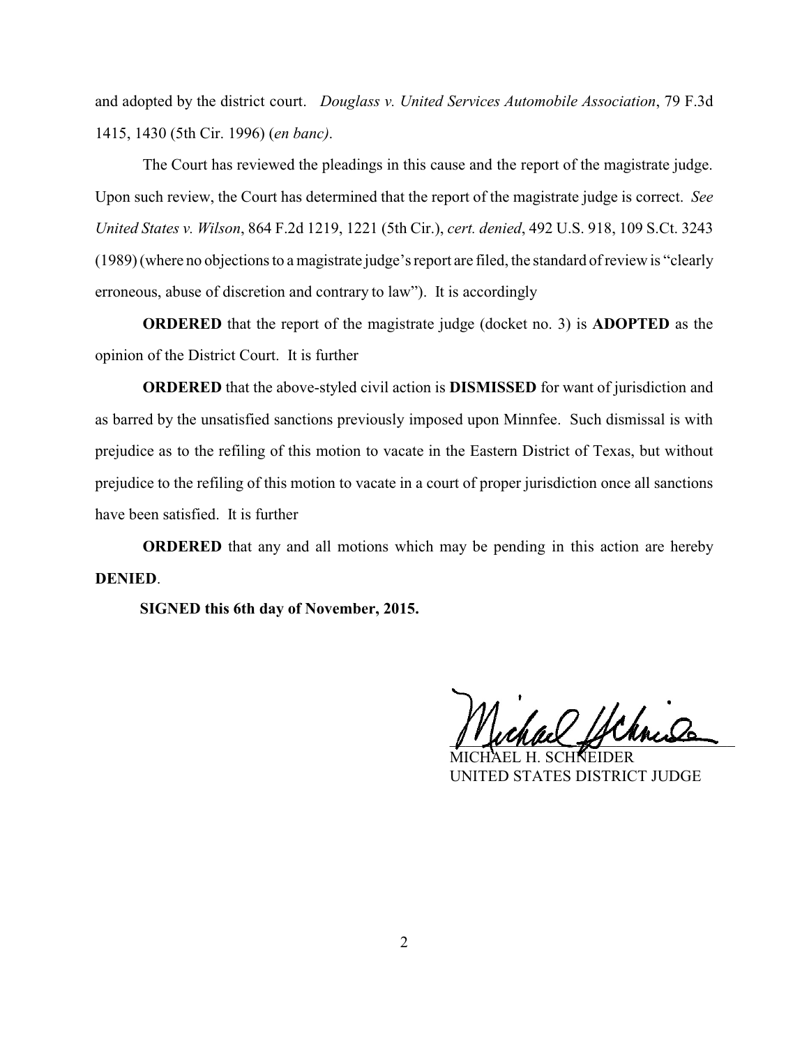and adopted by the district court. *Douglass v. United Services Automobile Association*, 79 F.3d 1415, 1430 (5th Cir. 1996) (*en banc)*.

The Court has reviewed the pleadings in this cause and the report of the magistrate judge. Upon such review, the Court has determined that the report of the magistrate judge is correct. *See United States v. Wilson*, 864 F.2d 1219, 1221 (5th Cir.), *cert. denied*, 492 U.S. 918, 109 S.Ct. 3243 (1989) (where no objections to a magistrate judge's report are filed, the standard of review is "clearly erroneous, abuse of discretion and contrary to law"). It is accordingly

**ORDERED** that the report of the magistrate judge (docket no. 3) is **ADOPTED** as the opinion of the District Court. It is further

**ORDERED** that the above-styled civil action is **DISMISSED** for want of jurisdiction and as barred by the unsatisfied sanctions previously imposed upon Minnfee. Such dismissal is with prejudice as to the refiling of this motion to vacate in the Eastern District of Texas, but without prejudice to the refiling of this motion to vacate in a court of proper jurisdiction once all sanctions have been satisfied. It is further

**ORDERED** that any and all motions which may be pending in this action are hereby **DENIED**.

**SIGNED this 6th day of November, 2015.**

MICHAEL H. SCHNEIDER
UNITED STATES DISTRICT JUDGE